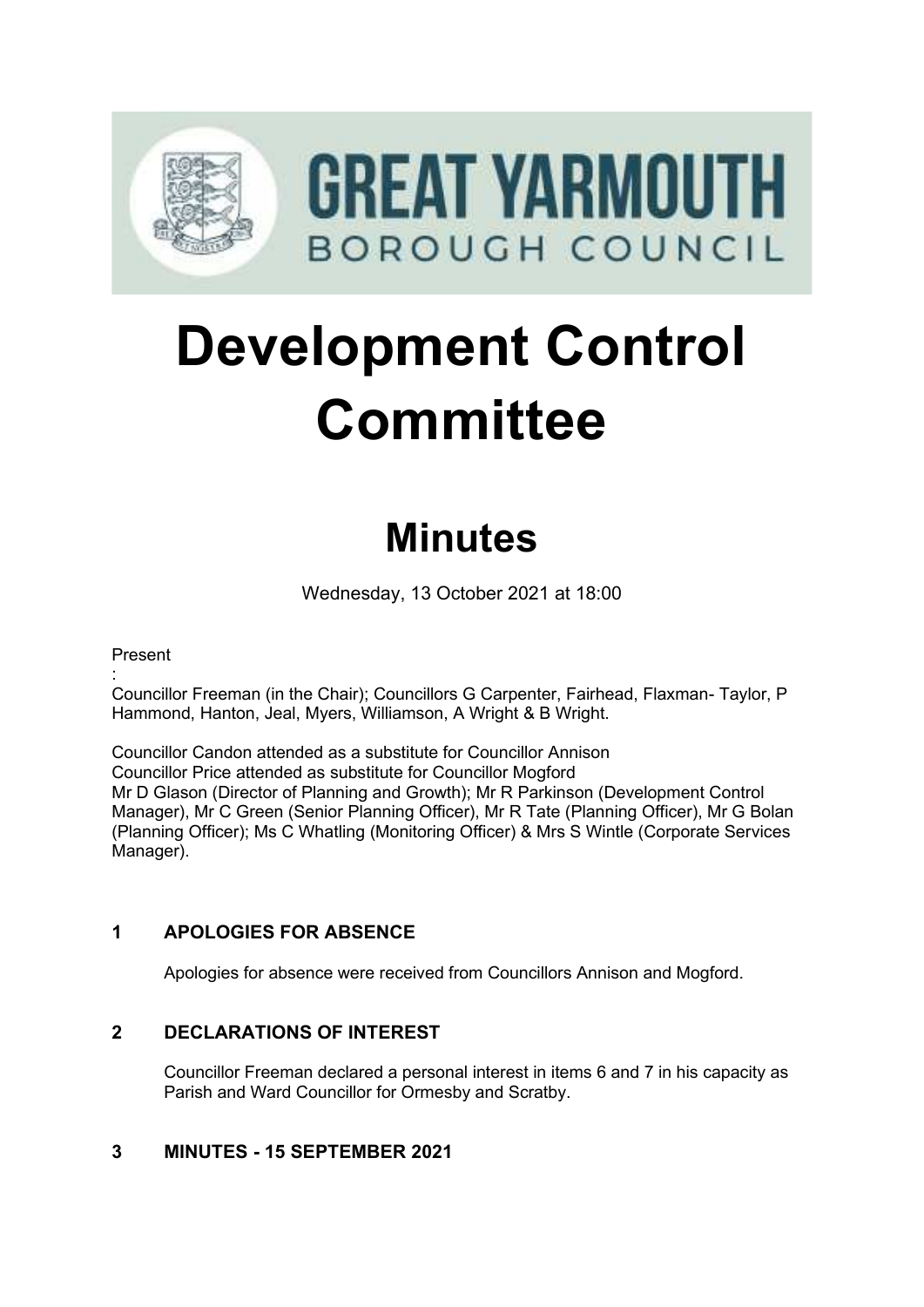# Development Control Committee

## Minutes

Wednesday, 13 October 2021 at 18:00

Present
:
Councillor Freeman (in the Chair); Councillors G Carpenter, Fairhead, Flaxman- Taylor, P Hammond, Hanton, Jeal, Myers, Williamson, A Wright & B Wright.

Councillor Candon attended as a substitute for Councillor Annison
Councillor Price attended as substitute for Councillor Mogford
Mr D Glason (Director of Planning and Growth); Mr R Parkinson (Development Control Manager), Mr C Green (Senior Planning Officer), Mr R Tate (Planning Officer), Mr G Bolan (Planning Officer); Ms C Whatling (Monitoring Officer) & Mrs S Wintle (Corporate Services Manager).

### 1 APOLOGIES FOR ABSENCE

Apologies for absence were received from Councillors Annison and Mogford.

### 2 DECLARATIONS OF INTEREST

Councillor Freeman declared a personal interest in items 6 and 7 in his capacity as Parish and Ward Councillor for Ormesby and Scratby.

### 3 MINUTES - 15 SEPTEMBER 2021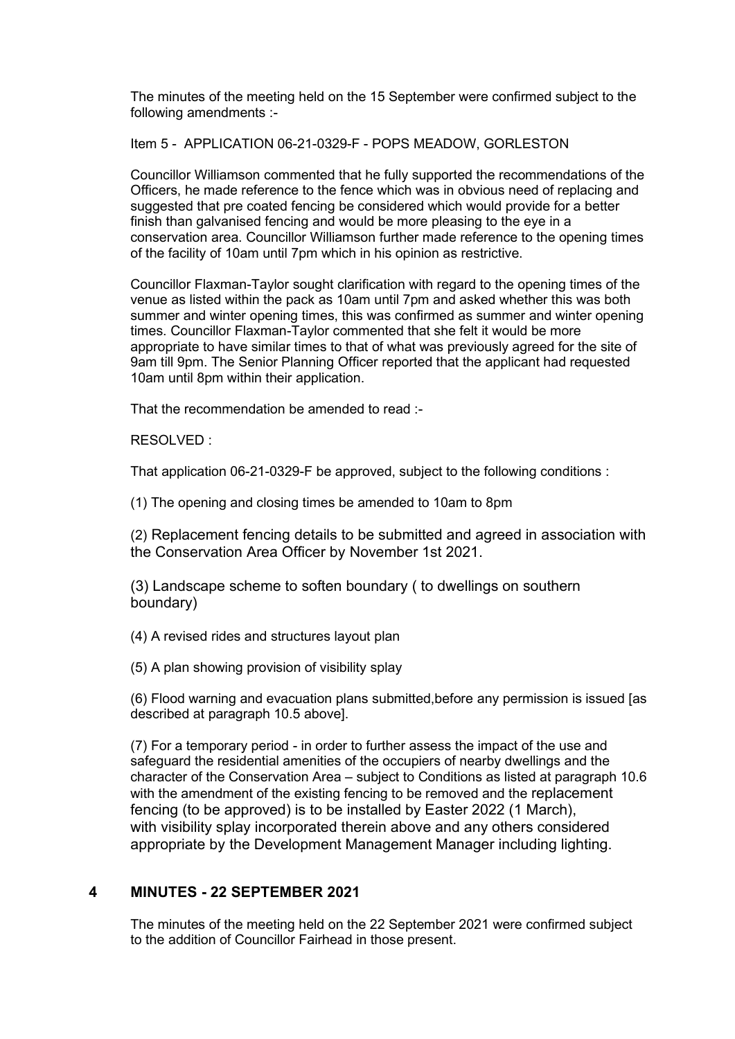The minutes of the meeting held on the 15 September were confirmed subject to the following amendments :-

Item 5 - APPLICATION 06-21-0329-F - POPS MEADOW, GORLESTON

Councillor Williamson commented that he fully supported the recommendations of the Officers, he made reference to the fence which was in obvious need of replacing and suggested that pre coated fencing be considered which would provide for a better finish than galvanised fencing and would be more pleasing to the eye in a conservation area. Councillor Williamson further made reference to the opening times of the facility of 10am until 7pm which in his opinion as restrictive.

Councillor Flaxman-Taylor sought clarification with regard to the opening times of the venue as listed within the pack as 10am until 7pm and asked whether this was both summer and winter opening times, this was confirmed as summer and winter opening times. Councillor Flaxman-Taylor commented that she felt it would be more appropriate to have similar times to that of what was previously agreed for the site of 9am till 9pm. The Senior Planning Officer reported that the applicant had requested 10am until 8pm within their application.

That the recommendation be amended to read :-

RESOLVED :

That application 06-21-0329-F be approved, subject to the following conditions :

(1) The opening and closing times be amended to 10am to 8pm

(2) Replacement fencing details to be submitted and agreed in association with the Conservation Area Officer by November 1st 2021.

(3) Landscape scheme to soften boundary ( to dwellings on southern boundary)

(4) A revised rides and structures layout plan

(5) A plan showing provision of visibility splay

(6) Flood warning and evacuation plans submitted,before any permission is issued [as described at paragraph 10.5 above].

(7) For a temporary period - in order to further assess the impact of the use and safeguard the residential amenities of the occupiers of nearby dwellings and the character of the Conservation Area – subject to Conditions as listed at paragraph 10.6 with the amendment of the existing fencing to be removed and the replacement fencing (to be approved) is to be installed by Easter 2022 (1 March), with visibility splay incorporated therein above and any others considered appropriate by the Development Management Manager including lighting.

## 4 MINUTES - 22 SEPTEMBER 2021

The minutes of the meeting held on the 22 September 2021 were confirmed subject to the addition of Councillor Fairhead in those present.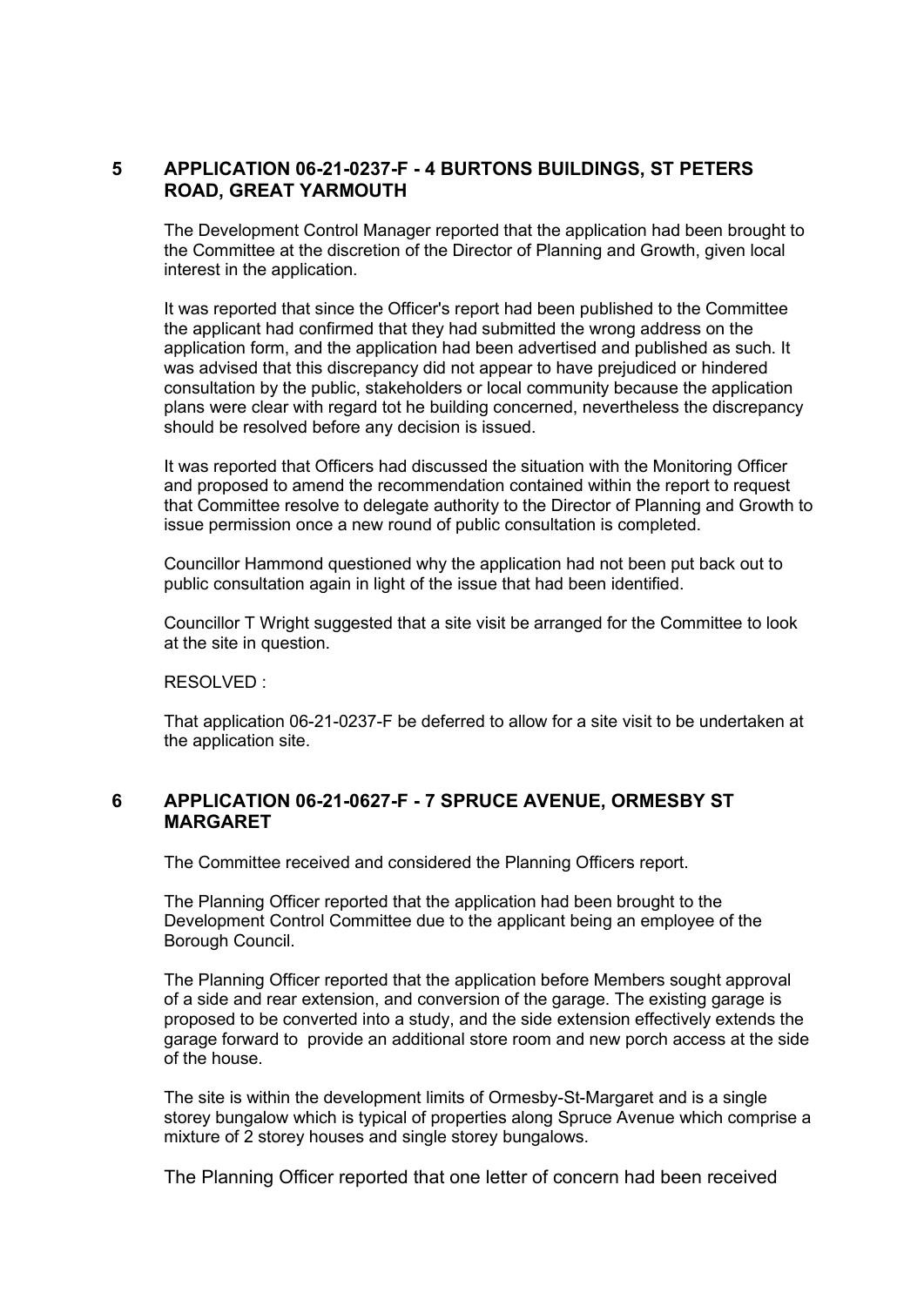## 5 APPLICATION 06-21-0237-F - 4 BURTONS BUILDINGS, ST PETERS ROAD, GREAT YARMOUTH

The Development Control Manager reported that the application had been brought to the Committee at the discretion of the Director of Planning and Growth, given local interest in the application.

It was reported that since the Officer's report had been published to the Committee the applicant had confirmed that they had submitted the wrong address on the application form, and the application had been advertised and published as such. It was advised that this discrepancy did not appear to have prejudiced or hindered consultation by the public, stakeholders or local community because the application plans were clear with regard tot he building concerned, nevertheless the discrepancy should be resolved before any decision is issued.

It was reported that Officers had discussed the situation with the Monitoring Officer and proposed to amend the recommendation contained within the report to request that Committee resolve to delegate authority to the Director of Planning and Growth to issue permission once a new round of public consultation is completed.

Councillor Hammond questioned why the application had not been put back out to public consultation again in light of the issue that had been identified.

Councillor T Wright suggested that a site visit be arranged for the Committee to look at the site in question.

RESOLVED :

That application 06-21-0237-F be deferred to allow for a site visit to be undertaken at the application site.

## 6 APPLICATION 06-21-0627-F - 7 SPRUCE AVENUE, ORMESBY ST MARGARET

The Committee received and considered the Planning Officers report.

The Planning Officer reported that the application had been brought to the Development Control Committee due to the applicant being an employee of the Borough Council.

The Planning Officer reported that the application before Members sought approval of a side and rear extension, and conversion of the garage. The existing garage is proposed to be converted into a study, and the side extension effectively extends the garage forward to provide an additional store room and new porch access at the side of the house.

The site is within the development limits of Ormesby-St-Margaret and is a single storey bungalow which is typical of properties along Spruce Avenue which comprise a mixture of 2 storey houses and single storey bungalows.

The Planning Officer reported that one letter of concern had been received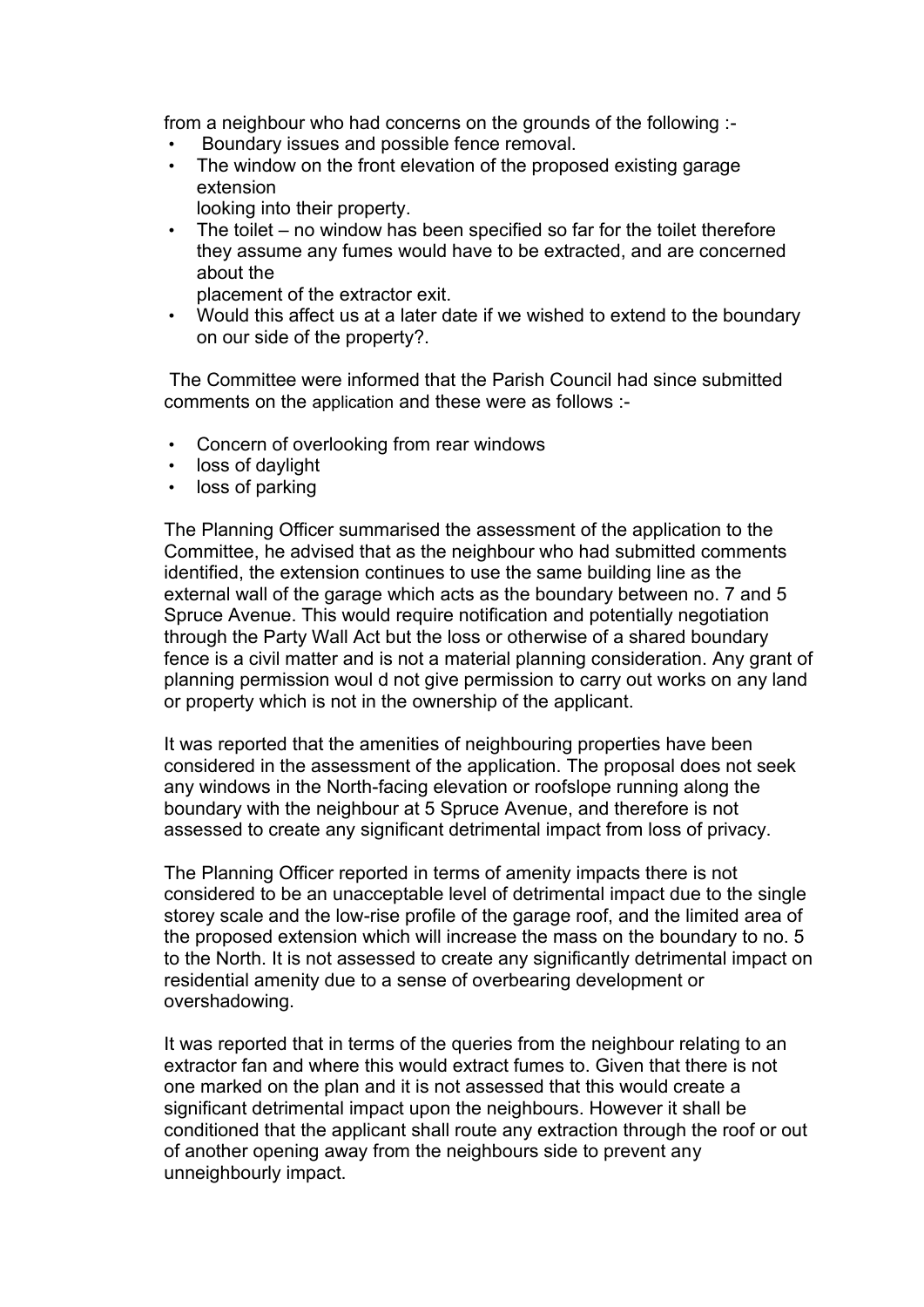from a neighbour who had concerns on the grounds of the following :-

- Boundary issues and possible fence removal.
- The window on the front elevation of the proposed existing garage extension looking into their property.
- The toilet – no window has been specified so far for the toilet therefore they assume any fumes would have to be extracted, and are concerned about the placement of the extractor exit.
- Would this affect us at a later date if we wished to extend to the boundary on our side of the property?.

The Committee were informed that the Parish Council had since submitted comments on the application and these were as follows :-

- Concern of overlooking from rear windows
- loss of daylight
- loss of parking

The Planning Officer summarised the assessment of the application to the Committee, he advised that as the neighbour who had submitted comments identified, the extension continues to use the same building line as the external wall of the garage which acts as the boundary between no. 7 and 5 Spruce Avenue. This would require notification and potentially negotiation through the Party Wall Act but the loss or otherwise of a shared boundary fence is a civil matter and is not a material planning consideration. Any grant of planning permission woul d not give permission to carry out works on any land or property which is not in the ownership of the applicant.

It was reported that the amenities of neighbouring properties have been considered in the assessment of the application. The proposal does not seek any windows in the North-facing elevation or roofslope running along the boundary with the neighbour at 5 Spruce Avenue, and therefore is not assessed to create any significant detrimental impact from loss of privacy.

The Planning Officer reported in terms of amenity impacts there is not considered to be an unacceptable level of detrimental impact due to the single storey scale and the low-rise profile of the garage roof, and the limited area of the proposed extension which will increase the mass on the boundary to no. 5 to the North. It is not assessed to create any significantly detrimental impact on residential amenity due to a sense of overbearing development or overshadowing.

It was reported that in terms of the queries from the neighbour relating to an extractor fan and where this would extract fumes to. Given that there is not one marked on the plan and it is not assessed that this would create a significant detrimental impact upon the neighbours. However it shall be conditioned that the applicant shall route any extraction through the roof or out of another opening away from the neighbours side to prevent any unneighbourly impact.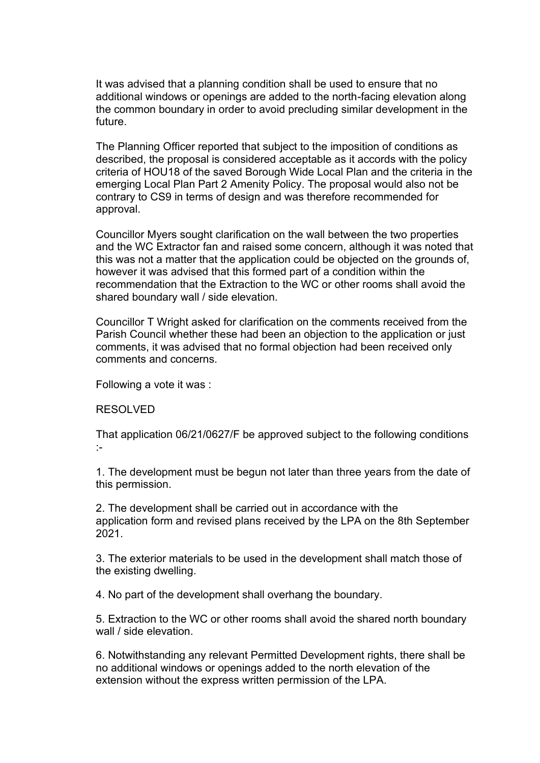It was advised that a planning condition shall be used to ensure that no additional windows or openings are added to the north-facing elevation along the common boundary in order to avoid precluding similar development in the future.

The Planning Officer reported that subject to the imposition of conditions as described, the proposal is considered acceptable as it accords with the policy criteria of HOU18 of the saved Borough Wide Local Plan and the criteria in the emerging Local Plan Part 2 Amenity Policy. The proposal would also not be contrary to CS9 in terms of design and was therefore recommended for approval.

Councillor Myers sought clarification on the wall between the two properties and the WC Extractor fan and raised some concern, although it was noted that this was not a matter that the application could be objected on the grounds of, however it was advised that this formed part of a condition within the recommendation that the Extraction to the WC or other rooms shall avoid the shared boundary wall / side elevation.

Councillor T Wright asked for clarification on the comments received from the Parish Council whether these had been an objection to the application or just comments, it was advised that no formal objection had been received only comments and concerns.

Following a vote it was :

RESOLVED

That application 06/21/0627/F be approved subject to the following conditions :-

1. The development must be begun not later than three years from the date of this permission.

2. The development shall be carried out in accordance with the application form and revised plans received by the LPA on the 8th September 2021.

3. The exterior materials to be used in the development shall match those of the existing dwelling.

4. No part of the development shall overhang the boundary.

5. Extraction to the WC or other rooms shall avoid the shared north boundary wall / side elevation.

6. Notwithstanding any relevant Permitted Development rights, there shall be no additional windows or openings added to the north elevation of the extension without the express written permission of the LPA.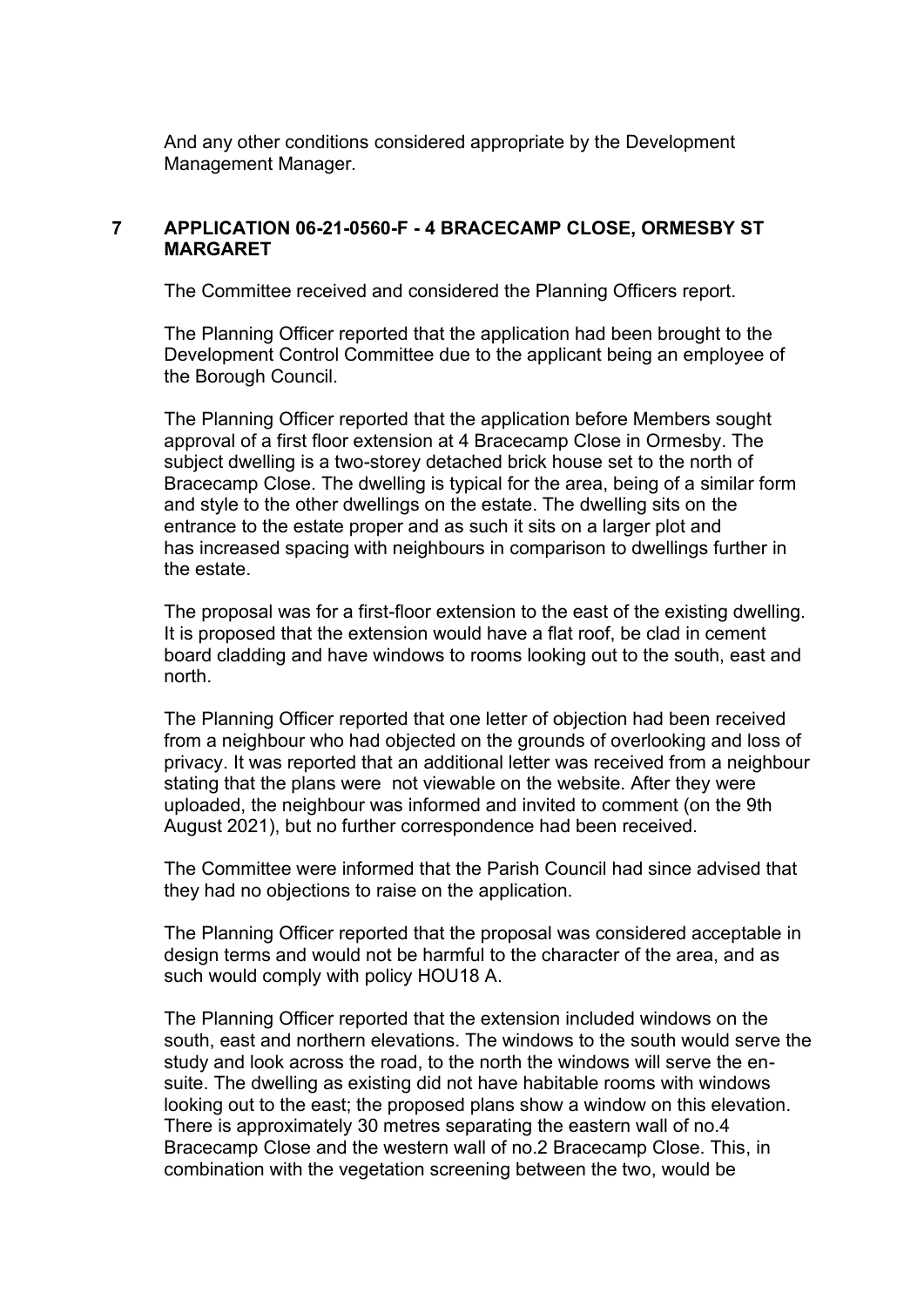And any other conditions considered appropriate by the Development Management Manager.

## 7 APPLICATION 06-21-0560-F - 4 BRACECAMP CLOSE, ORMESBY ST MARGARET

The Committee received and considered the Planning Officers report.

The Planning Officer reported that the application had been brought to the Development Control Committee due to the applicant being an employee of the Borough Council.

The Planning Officer reported that the application before Members sought approval of a first floor extension at 4 Bracecamp Close in Ormesby. The subject dwelling is a two-storey detached brick house set to the north of Bracecamp Close. The dwelling is typical for the area, being of a similar form and style to the other dwellings on the estate. The dwelling sits on the entrance to the estate proper and as such it sits on a larger plot and has increased spacing with neighbours in comparison to dwellings further in the estate.

The proposal was for a first-floor extension to the east of the existing dwelling. It is proposed that the extension would have a flat roof, be clad in cement board cladding and have windows to rooms looking out to the south, east and north.

The Planning Officer reported that one letter of objection had been received from a neighbour who had objected on the grounds of overlooking and loss of privacy. It was reported that an additional letter was received from a neighbour stating that the plans were not viewable on the website. After they were uploaded, the neighbour was informed and invited to comment (on the 9th August 2021), but no further correspondence had been received.

The Committee were informed that the Parish Council had since advised that they had no objections to raise on the application.

The Planning Officer reported that the proposal was considered acceptable in design terms and would not be harmful to the character of the area, and as such would comply with policy HOU18 A.

The Planning Officer reported that the extension included windows on the south, east and northern elevations. The windows to the south would serve the study and look across the road, to the north the windows will serve the en-suite. The dwelling as existing did not have habitable rooms with windows looking out to the east; the proposed plans show a window on this elevation. There is approximately 30 metres separating the eastern wall of no.4 Bracecamp Close and the western wall of no.2 Bracecamp Close. This, in combination with the vegetation screening between the two, would be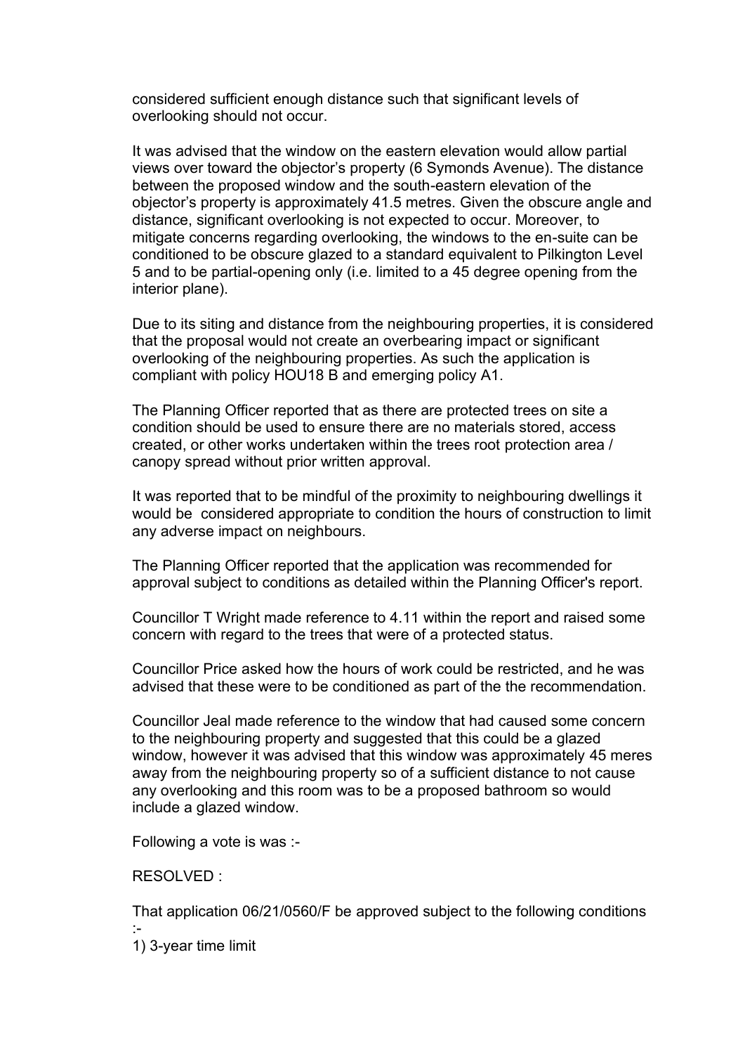considered sufficient enough distance such that significant levels of overlooking should not occur.

It was advised that the window on the eastern elevation would allow partial views over toward the objector's property (6 Symonds Avenue). The distance between the proposed window and the south-eastern elevation of the objector's property is approximately 41.5 metres. Given the obscure angle and distance, significant overlooking is not expected to occur. Moreover, to mitigate concerns regarding overlooking, the windows to the en-suite can be conditioned to be obscure glazed to a standard equivalent to Pilkington Level 5 and to be partial-opening only (i.e. limited to a 45 degree opening from the interior plane).

Due to its siting and distance from the neighbouring properties, it is considered that the proposal would not create an overbearing impact or significant overlooking of the neighbouring properties. As such the application is compliant with policy HOU18 B and emerging policy A1.

The Planning Officer reported that as there are protected trees on site a condition should be used to ensure there are no materials stored, access created, or other works undertaken within the trees root protection area / canopy spread without prior written approval.

It was reported that to be mindful of the proximity to neighbouring dwellings it would be considered appropriate to condition the hours of construction to limit any adverse impact on neighbours.

The Planning Officer reported that the application was recommended for approval subject to conditions as detailed within the Planning Officer's report.

Councillor T Wright made reference to 4.11 within the report and raised some concern with regard to the trees that were of a protected status.

Councillor Price asked how the hours of work could be restricted, and he was advised that these were to be conditioned as part of the the recommendation.

Councillor Jeal made reference to the window that had caused some concern to the neighbouring property and suggested that this could be a glazed window, however it was advised that this window was approximately 45 meres away from the neighbouring property so of a sufficient distance to not cause any overlooking and this room was to be a proposed bathroom so would include a glazed window.

Following a vote is was :-

RESOLVED :

That application 06/21/0560/F be approved subject to the following conditions :-

1) 3-year time limit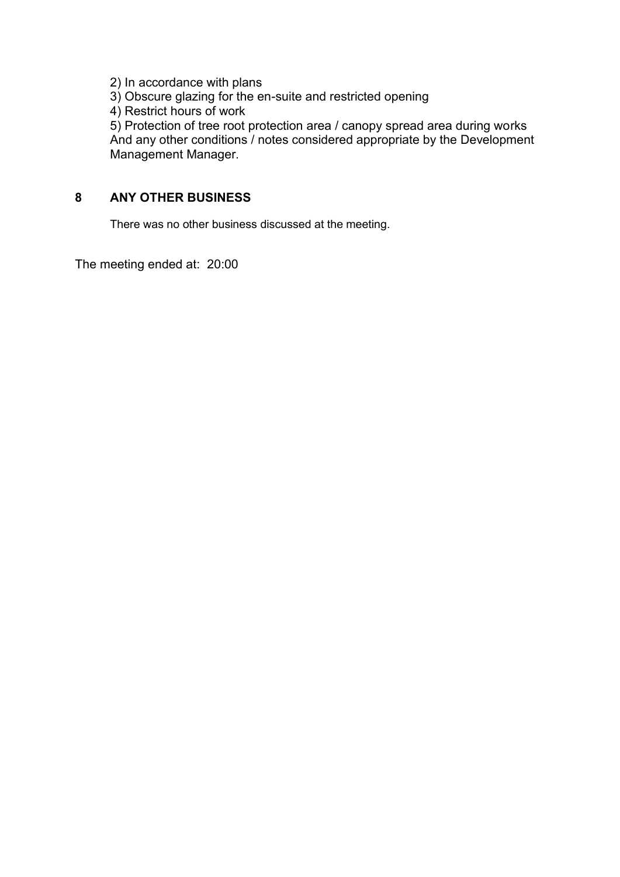2) In accordance with plans
3) Obscure glazing for the en-suite and restricted opening
4) Restrict hours of work
5) Protection of tree root protection area / canopy spread area during works
And any other conditions / notes considered appropriate by the Development Management Manager.

## 8 ANY OTHER BUSINESS

There was no other business discussed at the meeting.

The meeting ended at: 20:00